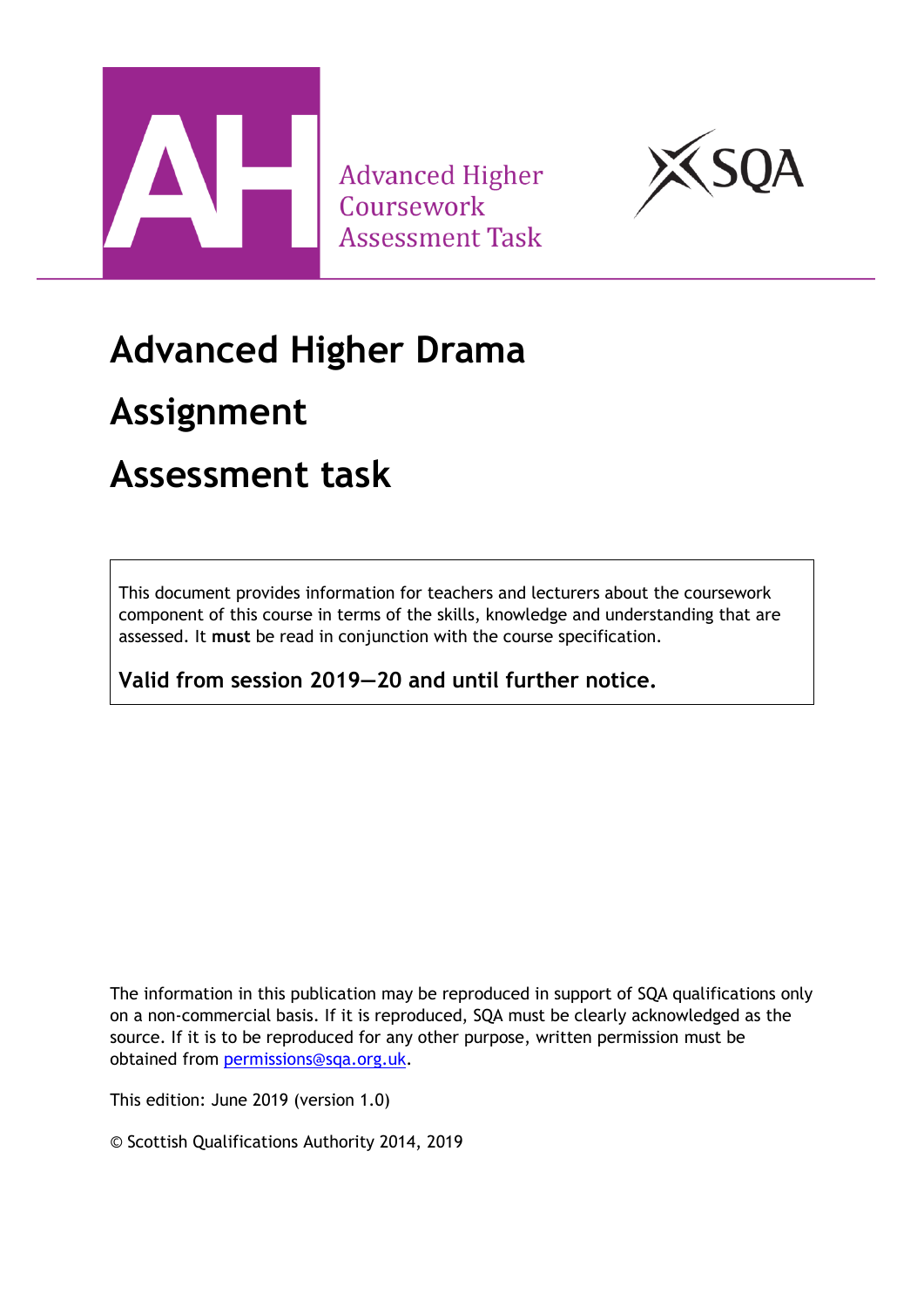Advanced Higher Coursework Assessment Task

# Advanced Higher Drama

# Assignment

# Assessment task

This document provides information for teachers and lecturers about the coursework component of this course in terms of the skills, knowledge and understanding that are assessed. It **must** be read in conjunction with the course specification.

**Valid from session 2019–20 and until further notice.**

The information in this publication may be reproduced in support of SQA qualifications only on a non-commercial basis. If it is reproduced, SQA must be clearly acknowledged as the source. If it is to be reproduced for any other purpose, written permission must be obtained from permissions@sqa.org.uk.

This edition: June 2019 (version 1.0)

© Scottish Qualifications Authority 2014, 2019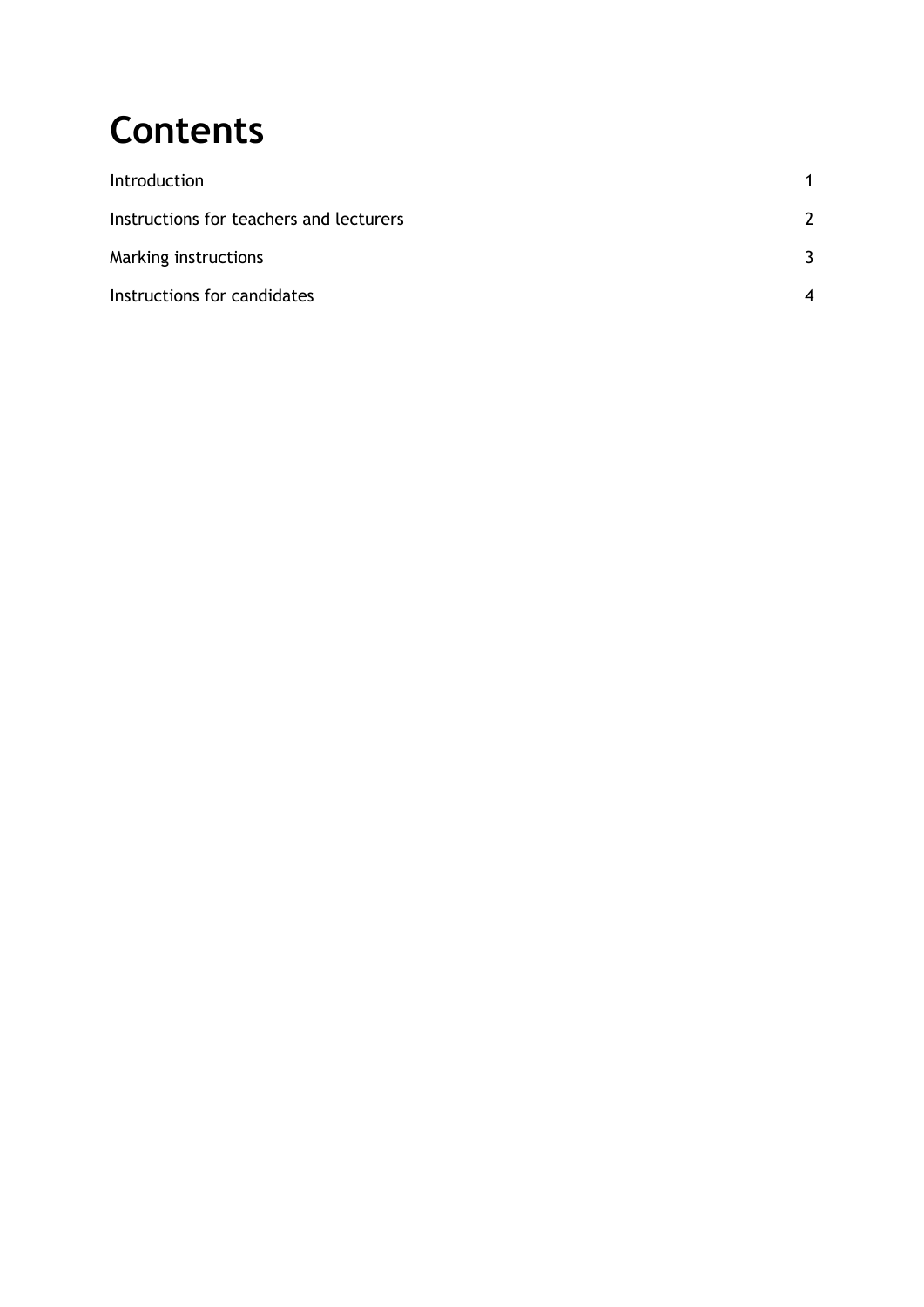# Contents

| | |
|---|---|
| Introduction | 1 |
| Instructions for teachers and lecturers | 2 |
| Marking instructions | 3 |
| Instructions for candidates | 4 |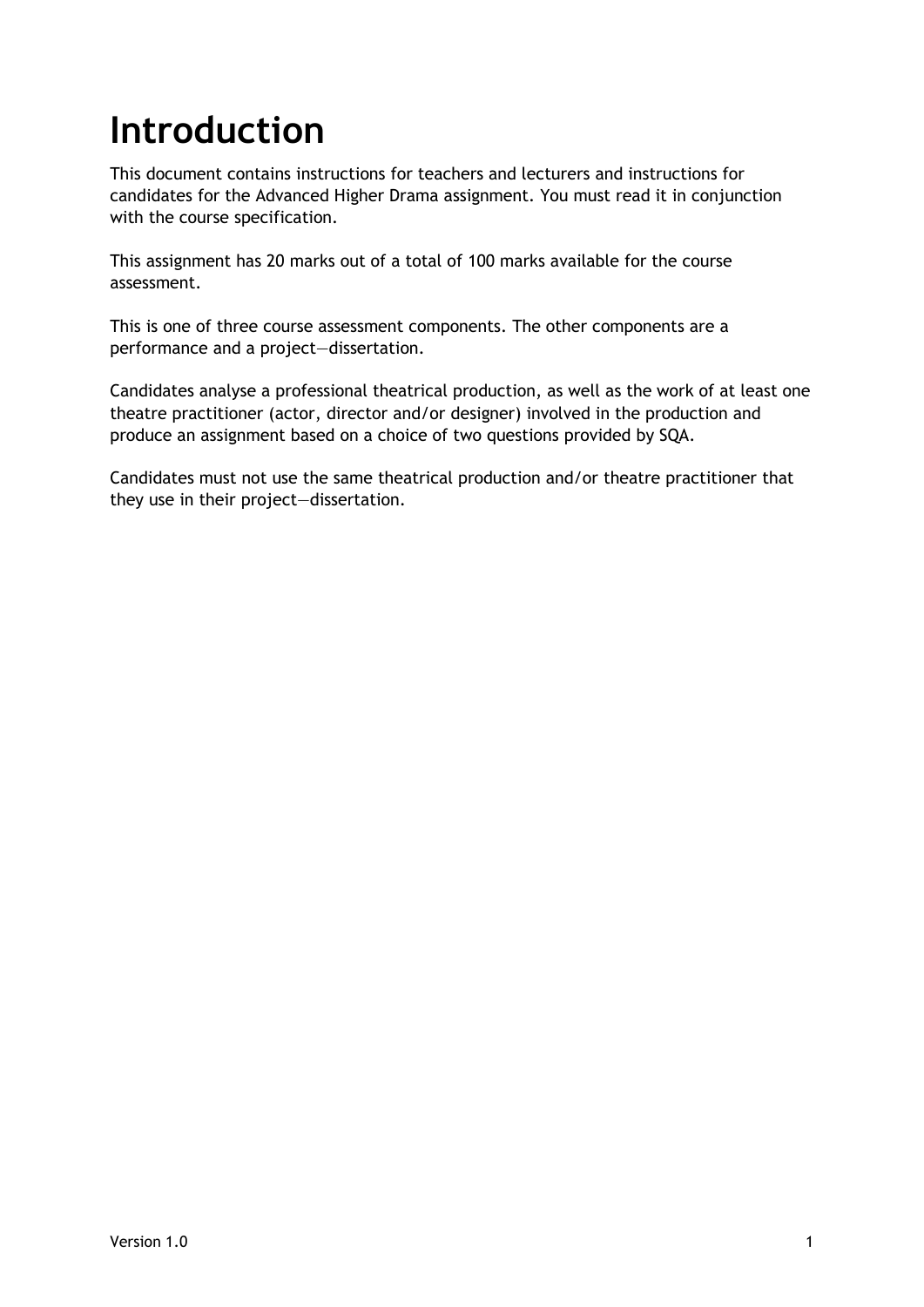# Introduction

This document contains instructions for teachers and lecturers and instructions for candidates for the Advanced Higher Drama assignment. You must read it in conjunction with the course specification.

This assignment has 20 marks out of a total of 100 marks available for the course assessment.

This is one of three course assessment components. The other components are a performance and a project—dissertation.

Candidates analyse a professional theatrical production, as well as the work of at least one theatre practitioner (actor, director and/or designer) involved in the production and produce an assignment based on a choice of two questions provided by SQA.

Candidates must not use the same theatrical production and/or theatre practitioner that they use in their project—dissertation.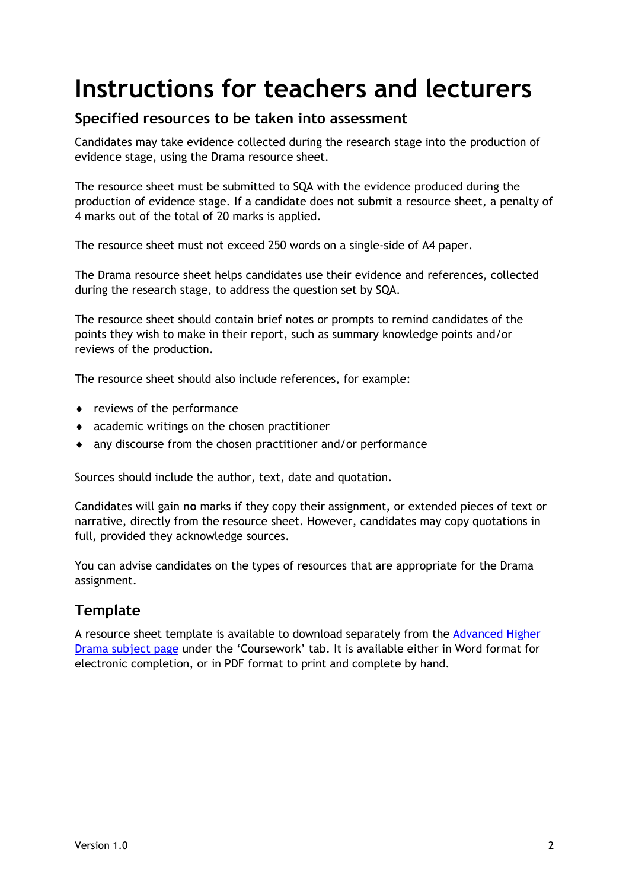# Instructions for teachers and lecturers

## Specified resources to be taken into assessment

Candidates may take evidence collected during the research stage into the production of evidence stage, using the Drama resource sheet.

The resource sheet must be submitted to SQA with the evidence produced during the production of evidence stage. If a candidate does not submit a resource sheet, a penalty of 4 marks out of the total of 20 marks is applied.

The resource sheet must not exceed 250 words on a single-side of A4 paper.

The Drama resource sheet helps candidates use their evidence and references, collected during the research stage, to address the question set by SQA.

The resource sheet should contain brief notes or prompts to remind candidates of the points they wish to make in their report, such as summary knowledge points and/or reviews of the production.

The resource sheet should also include references, for example:

- reviews of the performance
- academic writings on the chosen practitioner
- any discourse from the chosen practitioner and/or performance

Sources should include the author, text, date and quotation.

Candidates will gain **no** marks if they copy their assignment, or extended pieces of text or narrative, directly from the resource sheet. However, candidates may copy quotations in full, provided they acknowledge sources.

You can advise candidates on the types of resources that are appropriate for the Drama assignment.

## Template

A resource sheet template is available to download separately from the Advanced Higher Drama subject page under the 'Coursework' tab. It is available either in Word format for electronic completion, or in PDF format to print and complete by hand.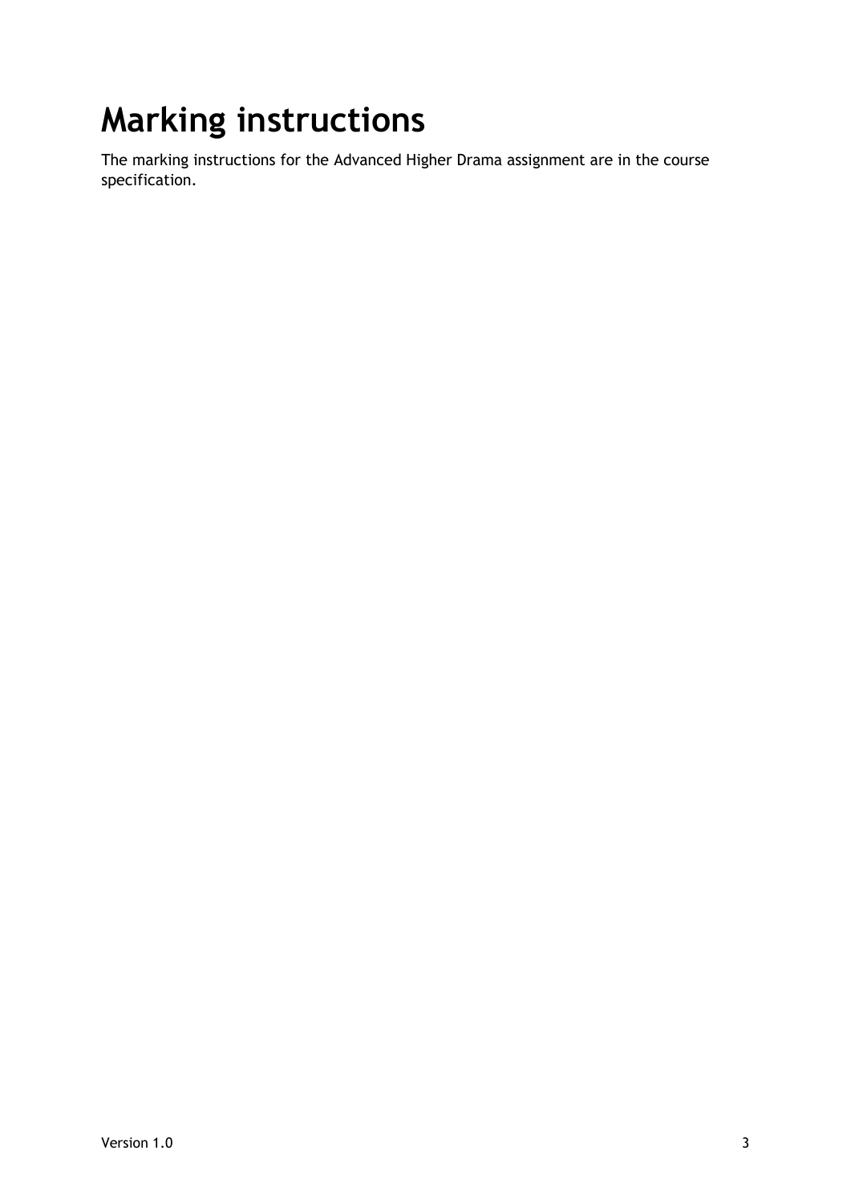# Marking instructions

The marking instructions for the Advanced Higher Drama assignment are in the course specification.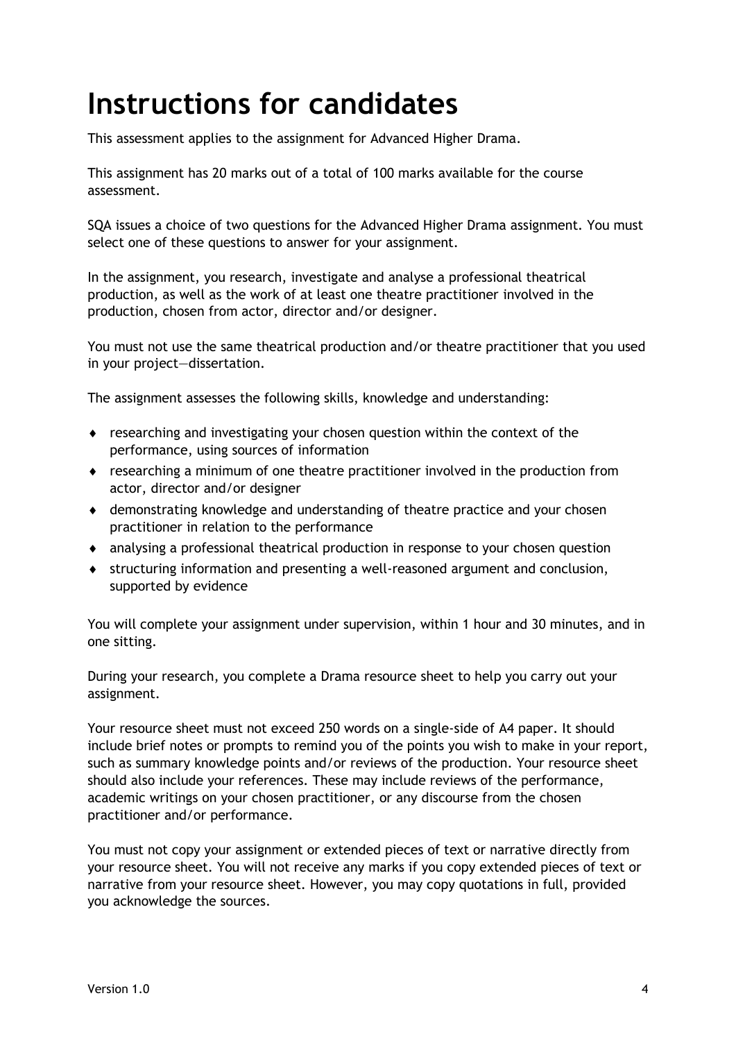# Instructions for candidates

This assessment applies to the assignment for Advanced Higher Drama.

This assignment has 20 marks out of a total of 100 marks available for the course assessment.

SQA issues a choice of two questions for the Advanced Higher Drama assignment. You must select one of these questions to answer for your assignment.

In the assignment, you research, investigate and analyse a professional theatrical production, as well as the work of at least one theatre practitioner involved in the production, chosen from actor, director and/or designer.

You must not use the same theatrical production and/or theatre practitioner that you used in your project—dissertation.

The assignment assesses the following skills, knowledge and understanding:

- researching and investigating your chosen question within the context of the performance, using sources of information
- researching a minimum of one theatre practitioner involved in the production from actor, director and/or designer
- demonstrating knowledge and understanding of theatre practice and your chosen practitioner in relation to the performance
- analysing a professional theatrical production in response to your chosen question
- structuring information and presenting a well-reasoned argument and conclusion, supported by evidence

You will complete your assignment under supervision, within 1 hour and 30 minutes, and in one sitting.

During your research, you complete a Drama resource sheet to help you carry out your assignment.

Your resource sheet must not exceed 250 words on a single-side of A4 paper. It should include brief notes or prompts to remind you of the points you wish to make in your report, such as summary knowledge points and/or reviews of the production. Your resource sheet should also include your references. These may include reviews of the performance, academic writings on your chosen practitioner, or any discourse from the chosen practitioner and/or performance.

You must not copy your assignment or extended pieces of text or narrative directly from your resource sheet. You will not receive any marks if you copy extended pieces of text or narrative from your resource sheet. However, you may copy quotations in full, provided you acknowledge the sources.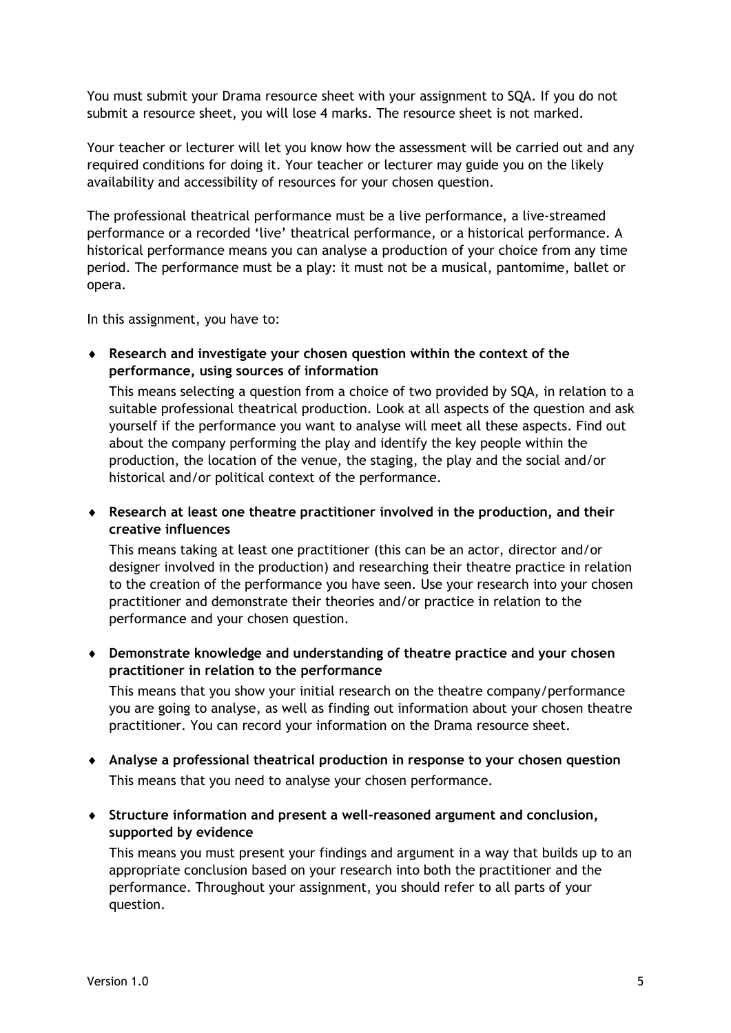You must submit your Drama resource sheet with your assignment to SQA. If you do not submit a resource sheet, you will lose 4 marks. The resource sheet is not marked.

Your teacher or lecturer will let you know how the assessment will be carried out and any required conditions for doing it. Your teacher or lecturer may guide you on the likely availability and accessibility of resources for your chosen question.

The professional theatrical performance must be a live performance, a live-streamed performance or a recorded 'live' theatrical performance, or a historical performance. A historical performance means you can analyse a production of your choice from any time period. The performance must be a play: it must not be a musical, pantomime, ballet or opera.

In this assignment, you have to:

- **Research and investigate your chosen question within the context of the performance, using sources of information**

  This means selecting a question from a choice of two provided by SQA, in relation to a suitable professional theatrical production. Look at all aspects of the question and ask yourself if the performance you want to analyse will meet all these aspects. Find out about the company performing the play and identify the key people within the production, the location of the venue, the staging, the play and the social and/or historical and/or political context of the performance.

- **Research at least one theatre practitioner involved in the production, and their creative influences**

  This means taking at least one practitioner (this can be an actor, director and/or designer involved in the production) and researching their theatre practice in relation to the creation of the performance you have seen. Use your research into your chosen practitioner and demonstrate their theories and/or practice in relation to the performance and your chosen question.

- **Demonstrate knowledge and understanding of theatre practice and your chosen practitioner in relation to the performance**

  This means that you show your initial research on the theatre company/performance you are going to analyse, as well as finding out information about your chosen theatre practitioner. You can record your information on the Drama resource sheet.

- **Analyse a professional theatrical production in response to your chosen question**

  This means that you need to analyse your chosen performance.

- **Structure information and present a well-reasoned argument and conclusion, supported by evidence**

  This means you must present your findings and argument in a way that builds up to an appropriate conclusion based on your research into both the practitioner and the performance. Throughout your assignment, you should refer to all parts of your question.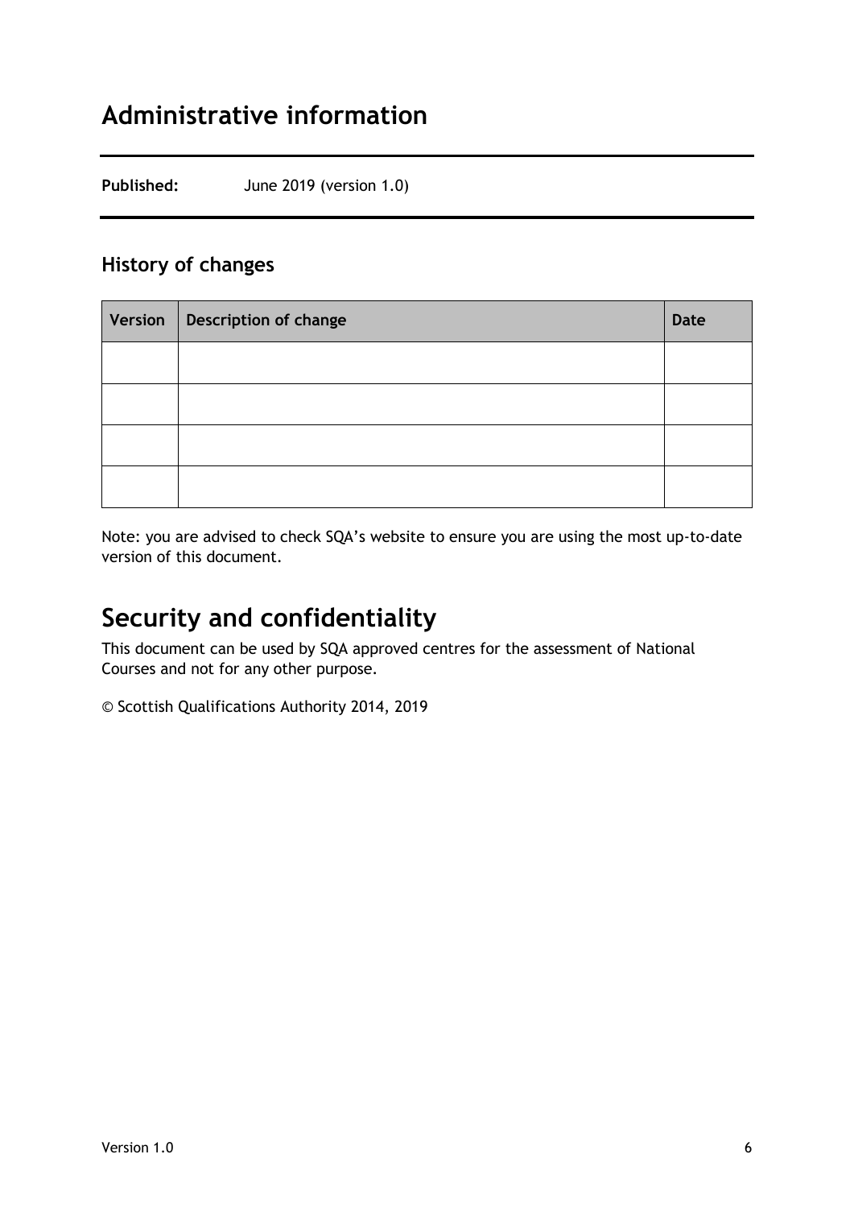# Administrative information

**Published:** June 2019 (version 1.0)

## History of changes

| Version | Description of change | Date |
|---|---|---|
| | | |
| | | |
| | | |
| | | |

Note: you are advised to check SQA's website to ensure you are using the most up-to-date version of this document.

# Security and confidentiality

This document can be used by SQA approved centres for the assessment of National Courses and not for any other purpose.

© Scottish Qualifications Authority 2014, 2019